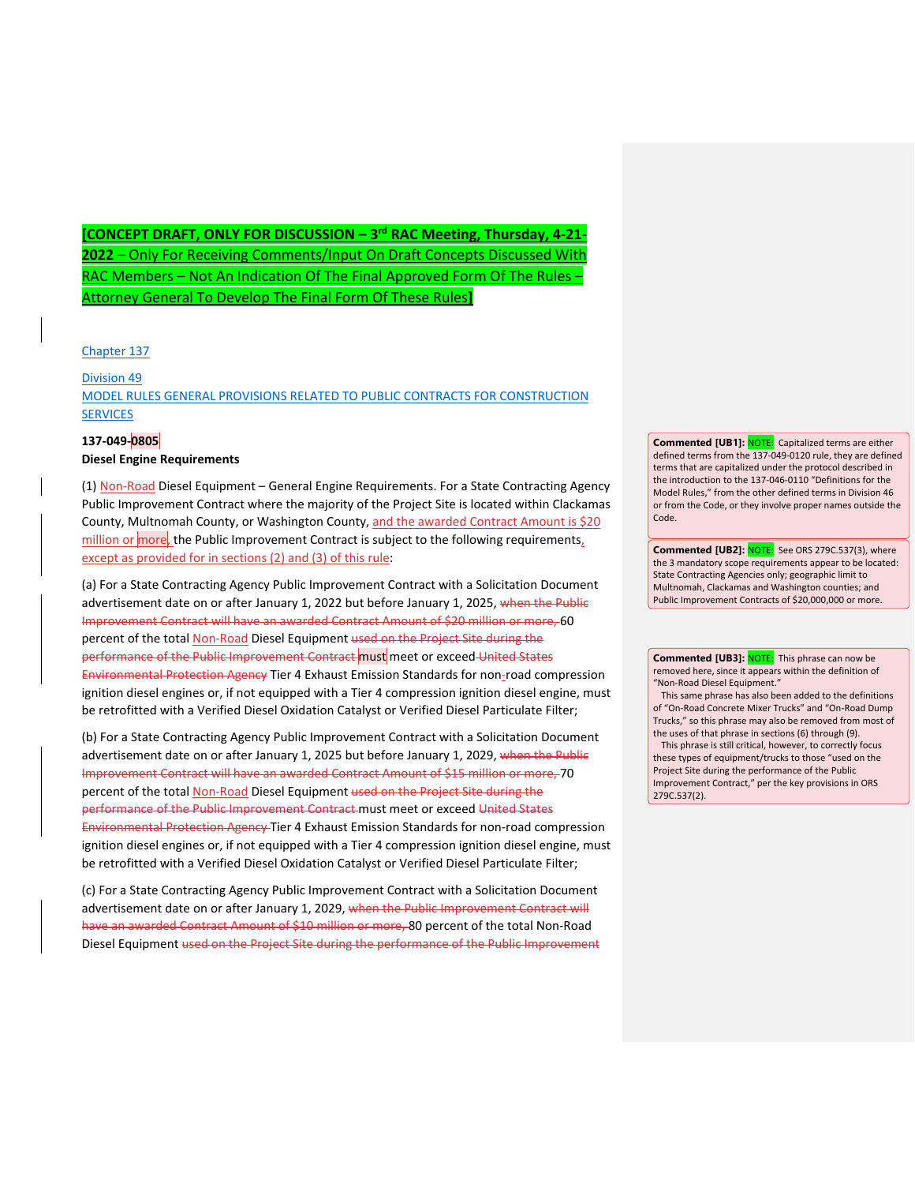**[CONCEPT DRAFT, ONLY FOR DISCUSSION – 3rd RAC Meeting, Thursday, 4-21-2022 – Only For Receiving Comments/Input On Draft Concepts Discussed With RAC Members – Not An Indication Of The Final Approved Form Of The Rules – Attorney General To Develop The Final Form Of These Rules]**

Chapter 137

Division 49
MODEL RULES GENERAL PROVISIONS RELATED TO PUBLIC CONTRACTS FOR CONSTRUCTION SERVICES

**137-049-0805**
**Diesel Engine Requirements**

(1) Non-Road Diesel Equipment – General Engine Requirements. For a State Contracting Agency Public Improvement Contract where the majority of the Project Site is located within Clackamas County, Multnomah County, or Washington County, and the awarded Contract Amount is $20 million or more, the Public Improvement Contract is subject to the following requirements, except as provided for in sections (2) and (3) of this rule:

(a) For a State Contracting Agency Public Improvement Contract with a Solicitation Document advertisement date on or after January 1, 2022 but before January 1, 2025, ~~when the Public Improvement Contract will have an awarded Contract Amount of $20 million or more,~~ 60 percent of the total Non-Road Diesel Equipment ~~used on the Project Site during the performance of the Public Improvement Contract~~ must meet or exceed ~~United States Environmental Protection Agency~~ Tier 4 Exhaust Emission Standards for non-road compression ignition diesel engines or, if not equipped with a Tier 4 compression ignition diesel engine, must be retrofitted with a Verified Diesel Oxidation Catalyst or Verified Diesel Particulate Filter;

(b) For a State Contracting Agency Public Improvement Contract with a Solicitation Document advertisement date on or after January 1, 2025 but before January 1, 2029, ~~when the Public Improvement Contract will have an awarded Contract Amount of $15 million or more,~~ 70 percent of the total Non-Road Diesel Equipment ~~used on the Project Site during the performance of the Public Improvement Contract~~ must meet or exceed ~~United States Environmental Protection Agency~~ Tier 4 Exhaust Emission Standards for non-road compression ignition diesel engines or, if not equipped with a Tier 4 compression ignition diesel engine, must be retrofitted with a Verified Diesel Oxidation Catalyst or Verified Diesel Particulate Filter;

(c) For a State Contracting Agency Public Improvement Contract with a Solicitation Document advertisement date on or after January 1, 2029, ~~when the Public Improvement Contract will have an awarded Contract Amount of $10 million or more,~~ 80 percent of the total Non-Road Diesel Equipment ~~used on the Project Site during the performance of the Public Improvement~~

---

**Commented [UB1]:** NOTE: Capitalized terms are either defined terms from the 137-049-0120 rule, they are defined terms that are capitalized under the protocol described in the introduction to the 137-046-0110 "Definitions for the Model Rules," from the other defined terms in Division 46 or from the Code, or they involve proper names outside the Code.

**Commented [UB2]:** NOTE: See ORS 279C.537(3), where the 3 mandatory scope requirements appear to be located: State Contracting Agencies only; geographic limit to Multnomah, Clackamas and Washington counties; and Public Improvement Contracts of $20,000,000 or more.

**Commented [UB3]:** NOTE: This phrase can now be removed here, since it appears within the definition of "Non-Road Diesel Equipment."
This same phrase has also been added to the definitions of "On-Road Concrete Mixer Trucks" and "On-Road Dump Trucks," so this phrase may also be removed from most of the uses of that phrase in sections (6) through (9).
This phrase is still critical, however, to correctly focus these types of equipment/trucks to those "used on the Project Site during the performance of the Public Improvement Contract," per the key provisions in ORS 279C.537(2).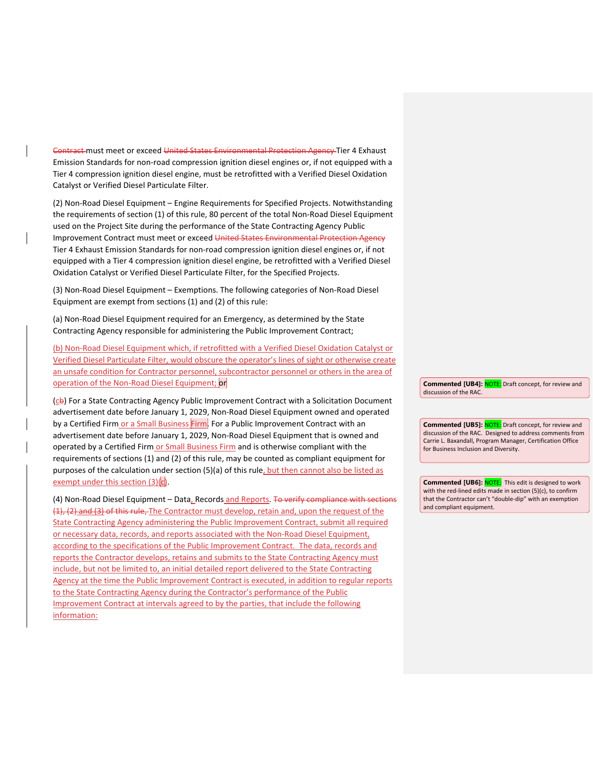~~Contract~~ must meet or exceed ~~United States Environmental Protection Agency~~ Tier 4 Exhaust Emission Standards for non-road compression ignition diesel engines or, if not equipped with a Tier 4 compression ignition diesel engine, must be retrofitted with a Verified Diesel Oxidation Catalyst or Verified Diesel Particulate Filter.

(2) Non-Road Diesel Equipment – Engine Requirements for Specified Projects. Notwithstanding the requirements of section (1) of this rule, 80 percent of the total Non-Road Diesel Equipment used on the Project Site during the performance of the State Contracting Agency Public Improvement Contract must meet or exceed ~~United States Environmental Protection Agency~~ Tier 4 Exhaust Emission Standards for non-road compression ignition diesel engines or, if not equipped with a Tier 4 compression ignition diesel engine, be retrofitted with a Verified Diesel Oxidation Catalyst or Verified Diesel Particulate Filter, for the Specified Projects.

(3) Non-Road Diesel Equipment – Exemptions. The following categories of Non-Road Diesel Equipment are exempt from sections (1) and (2) of this rule:

(a) Non-Road Diesel Equipment required for an Emergency, as determined by the State Contracting Agency responsible for administering the Public Improvement Contract;

(b) Non-Road Diesel Equipment which, if retrofitted with a Verified Diesel Oxidation Catalyst or Verified Diesel Particulate Filter, would obscure the operator's lines of sight or otherwise create an unsafe condition for Contractor personnel, subcontractor personnel or others in the area of operation of the Non-Road Diesel Equipment; or

(c~~b~~) For a State Contracting Agency Public Improvement Contract with a Solicitation Document advertisement date before January 1, 2029, Non-Road Diesel Equipment owned and operated by a Certified Firm or a Small Business Firm. For a Public Improvement Contract with an advertisement date before January 1, 2029, Non-Road Diesel Equipment that is owned and operated by a Certified Firm or Small Business Firm and is otherwise compliant with the requirements of sections (1) and (2) of this rule, may be counted as compliant equipment for purposes of the calculation under section (5)(a) of this rule, but then cannot also be listed as exempt under this section (3)(c).

(4) Non-Road Diesel Equipment – Data, Records and Reports. ~~To verify compliance with sections (1), (2) and (3) of this rule,~~ The Contractor must develop, retain and, upon the request of the State Contracting Agency administering the Public Improvement Contract, submit all required or necessary data, records, and reports associated with the Non-Road Diesel Equipment, according to the specifications of the Public Improvement Contract. The data, records and reports the Contractor develops, retains and submits to the State Contracting Agency must include, but not be limited to, an initial detailed report delivered to the State Contracting Agency at the time the Public Improvement Contract is executed, in addition to regular reports to the State Contracting Agency during the Contractor's performance of the Public Improvement Contract at intervals agreed to by the parties, that include the following information:

**Commented [UB4]:** NOTE: Draft concept, for review and discussion of the RAC.

**Commented [UB5]:** NOTE: Draft concept, for review and discussion of the RAC. Designed to address comments from Carrie L. Baxandall, Program Manager, Certification Office for Business Inclusion and Diversity.

**Commented [UB6]:** NOTE: This edit is designed to work with the red-lined edits made in section (5)(c), to confirm that the Contractor can't "double-dip" with an exemption and compliant equipment.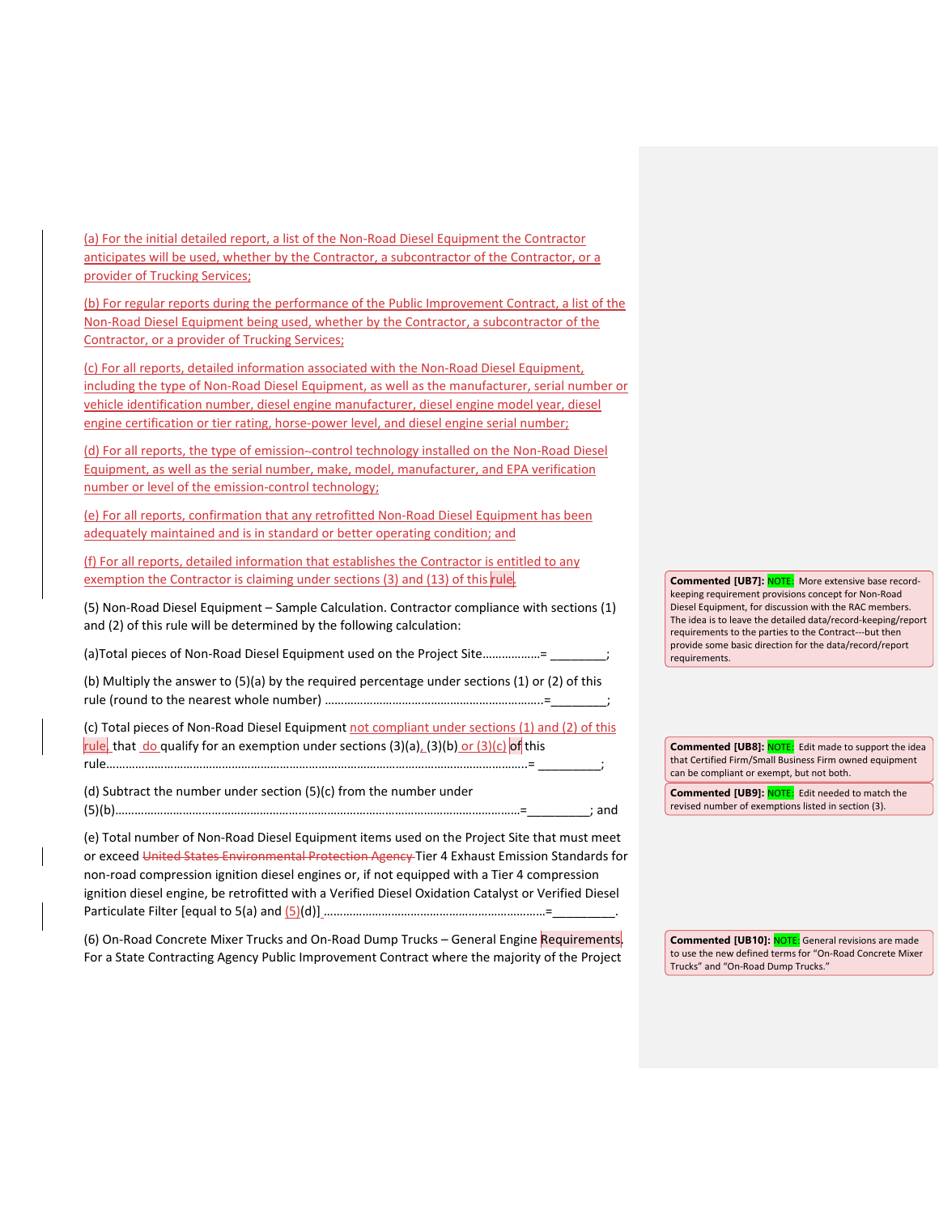(a) For the initial detailed report, a list of the Non-Road Diesel Equipment the Contractor anticipates will be used, whether by the Contractor, a subcontractor of the Contractor, or a provider of Trucking Services;

(b) For regular reports during the performance of the Public Improvement Contract, a list of the Non-Road Diesel Equipment being used, whether by the Contractor, a subcontractor of the Contractor, or a provider of Trucking Services;

(c) For all reports, detailed information associated with the Non-Road Diesel Equipment, including the type of Non-Road Diesel Equipment, as well as the manufacturer, serial number or vehicle identification number, diesel engine manufacturer, diesel engine model year, diesel engine certification or tier rating, horse-power level, and diesel engine serial number;

(d) For all reports, the type of emission--control technology installed on the Non-Road Diesel Equipment, as well as the serial number, make, model, manufacturer, and EPA verification number or level of the emission-control technology;

(e) For all reports, confirmation that any retrofitted Non-Road Diesel Equipment has been adequately maintained and is in standard or better operating condition; and

(f) For all reports, detailed information that establishes the Contractor is entitled to any exemption the Contractor is claiming under sections (3) and (13) of this rule.

> **Commented [UB7]:** NOTE: More extensive base record-keeping requirement provisions concept for Non-Road Diesel Equipment, for discussion with the RAC members. The idea is to leave the detailed data/record-keeping/report requirements to the parties to the Contract---but then provide some basic direction for the data/record/report requirements.

(5) Non-Road Diesel Equipment – Sample Calculation. Contractor compliance with sections (1) and (2) of this rule will be determined by the following calculation:

(a)Total pieces of Non-Road Diesel Equipment used on the Project Site………………= ________;

(b) Multiply the answer to (5)(a) by the required percentage under sections (1) or (2) of this rule (round to the nearest whole number) ………………………………………………………..=________;

(c) Total pieces of Non-Road Diesel Equipment not compliant under sections (1) and (2) of this rule that do qualify for an exemption under sections (3)(a), (3)(b) or (3)(c) of this rule…………………………………………………………………………………………………………….= _________;

> **Commented [UB8]:** NOTE: Edit made to support the idea that Certified Firm/Small Business Firm owned equipment can be compliant or exempt, but not both.

> **Commented [UB9]:** NOTE: Edit needed to match the revised number of exemptions listed in section (3).

(d) Subtract the number under section (5)(c) from the number under (5)(b)……………………………………………………………………………………………………….=_________; and

(e) Total number of Non-Road Diesel Equipment items used on the Project Site that must meet or exceed ~~United States Environmental Protection Agency~~ Tier 4 Exhaust Emission Standards for non-road compression ignition diesel engines or, if not equipped with a Tier 4 compression ignition diesel engine, be retrofitted with a Verified Diesel Oxidation Catalyst or Verified Diesel Particulate Filter [equal to 5(a) and (5)(d)] ……………………………………………………………=_________.

(6) On-Road Concrete Mixer Trucks and On-Road Dump Trucks – General Engine Requirements. For a State Contracting Agency Public Improvement Contract where the majority of the Project

> **Commented [UB10]:** NOTE: General revisions are made to use the new defined terms for "On-Road Concrete Mixer Trucks" and "On-Road Dump Trucks."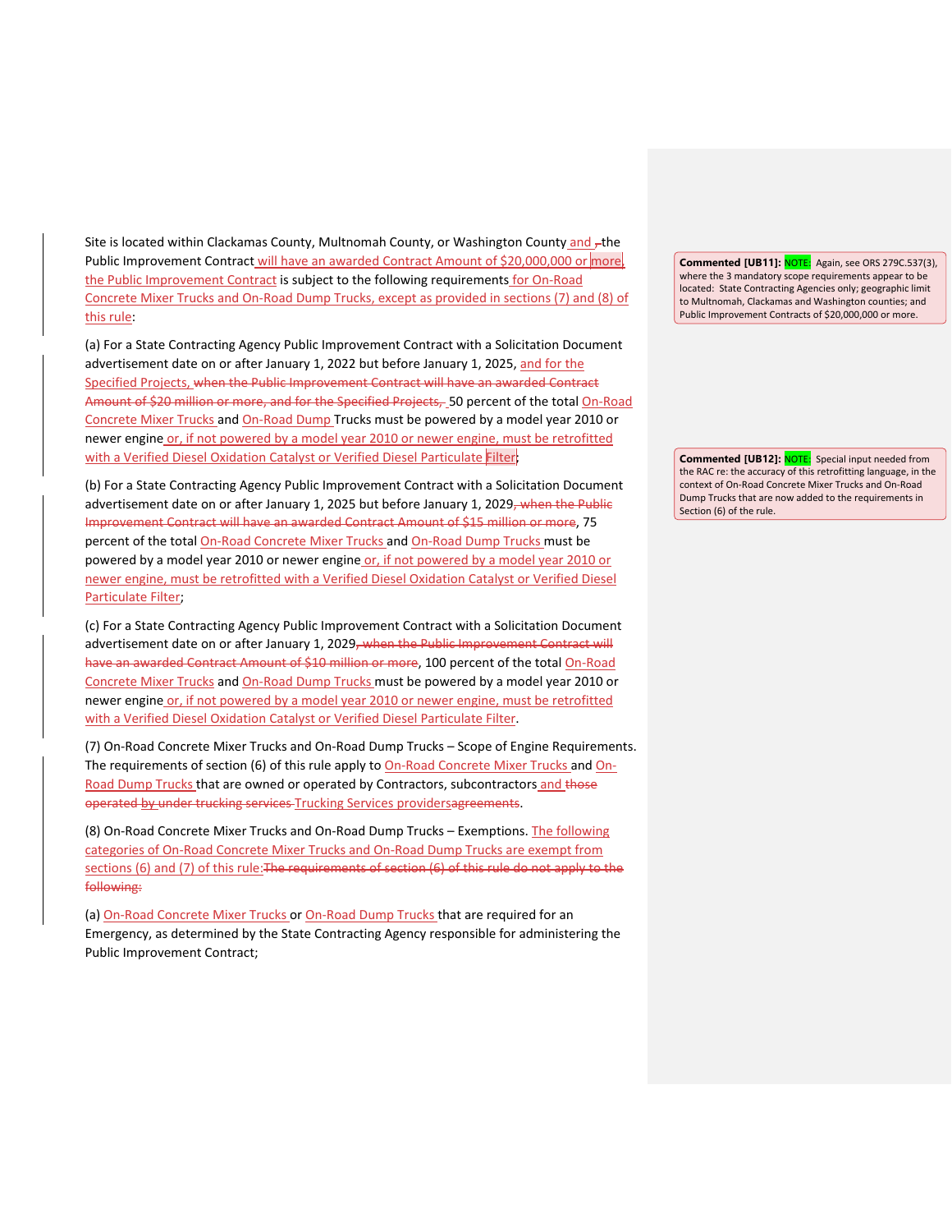Site is located within Clackamas County, Multnomah County, or Washington County and , the Public Improvement Contract will have an awarded Contract Amount of $20,000,000 or more, the Public Improvement Contract is subject to the following requirements for On-Road Concrete Mixer Trucks and On-Road Dump Trucks, except as provided in sections (7) and (8) of this rule:

(a) For a State Contracting Agency Public Improvement Contract with a Solicitation Document advertisement date on or after January 1, 2022 but before January 1, 2025, and for the Specified Projects, ~~when the Public Improvement Contract will have an awarded Contract Amount of $20 million or more, and for the Specified Projects,~~ 50 percent of the total On-Road Concrete Mixer Trucks and On-Road Dump Trucks must be powered by a model year 2010 or newer engine or, if not powered by a model year 2010 or newer engine, must be retrofitted with a Verified Diesel Oxidation Catalyst or Verified Diesel Particulate Filter;

(b) For a State Contracting Agency Public Improvement Contract with a Solicitation Document advertisement date on or after January 1, 2025 but before January 1, 2029~~, when the Public Improvement Contract will have an awarded Contract Amount of $15 million or more~~, 75 percent of the total On-Road Concrete Mixer Trucks and On-Road Dump Trucks must be powered by a model year 2010 or newer engine or, if not powered by a model year 2010 or newer engine, must be retrofitted with a Verified Diesel Oxidation Catalyst or Verified Diesel Particulate Filter;

(c) For a State Contracting Agency Public Improvement Contract with a Solicitation Document advertisement date on or after January 1, 2029~~, when the Public Improvement Contract will have an awarded Contract Amount of $10 million or more~~, 100 percent of the total On-Road Concrete Mixer Trucks and On-Road Dump Trucks must be powered by a model year 2010 or newer engine or, if not powered by a model year 2010 or newer engine, must be retrofitted with a Verified Diesel Oxidation Catalyst or Verified Diesel Particulate Filter.

(7) On-Road Concrete Mixer Trucks and On-Road Dump Trucks – Scope of Engine Requirements. The requirements of section (6) of this rule apply to On-Road Concrete Mixer Trucks and On-Road Dump Trucks that are owned or operated by Contractors, subcontractors and ~~those operated by under trucking services~~ Trucking Services providers~~agreements~~.

(8) On-Road Concrete Mixer Trucks and On-Road Dump Trucks – Exemptions. The following categories of On-Road Concrete Mixer Trucks and On-Road Dump Trucks are exempt from sections (6) and (7) of this rule:~~The requirements of section (6) of this rule do not apply to the following:~~

(a) On-Road Concrete Mixer Trucks or On-Road Dump Trucks that are required for an Emergency, as determined by the State Contracting Agency responsible for administering the Public Improvement Contract;

**Commented [UB11]:** NOTE: Again, see ORS 279C.537(3), where the 3 mandatory scope requirements appear to be located: State Contracting Agencies only; geographic limit to Multnomah, Clackamas and Washington counties; and Public Improvement Contracts of $20,000,000 or more.

**Commented [UB12]:** NOTE: Special input needed from the RAC re: the accuracy of this retrofitting language, in the context of On-Road Concrete Mixer Trucks and On-Road Dump Trucks that are now added to the requirements in Section (6) of the rule.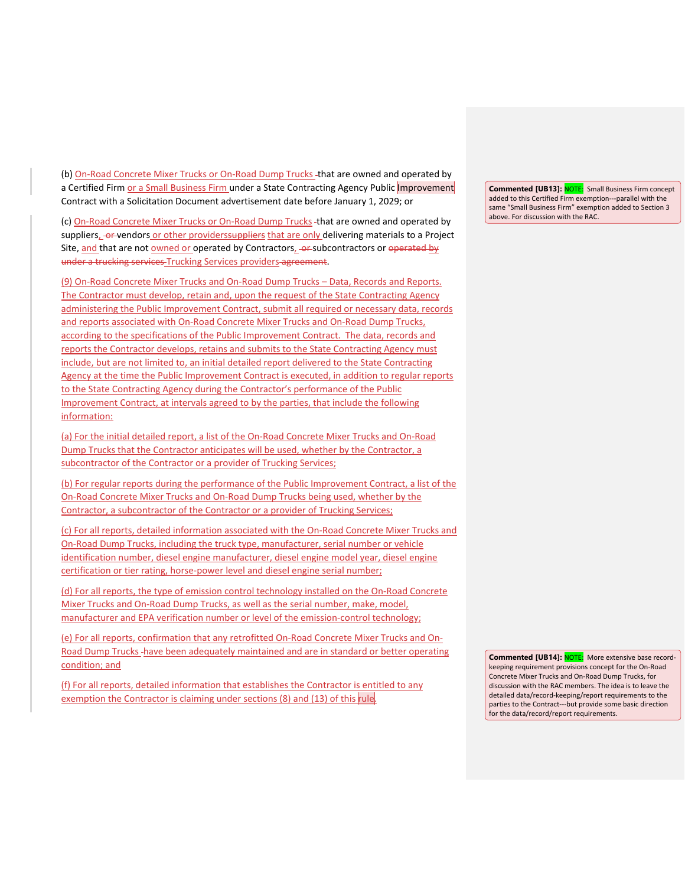(b) On-Road Concrete Mixer Trucks or On-Road Dump Trucks that are owned and operated by a Certified Firm or a Small Business Firm under a State Contracting Agency Public Improvement Contract with a Solicitation Document advertisement date before January 1, 2029; or

(c) On-Road Concrete Mixer Trucks or On-Road Dump Trucks that are owned and operated by suppliers, vendors or other providers that are only delivering materials to a Project Site, and that are not owned or operated by Contractors, subcontractors or Trucking Services providers.

(9) On-Road Concrete Mixer Trucks and On-Road Dump Trucks – Data, Records and Reports. The Contractor must develop, retain and, upon the request of the State Contracting Agency administering the Public Improvement Contract, submit all required or necessary data, records and reports associated with On-Road Concrete Mixer Trucks and On-Road Dump Trucks, according to the specifications of the Public Improvement Contract. The data, records and reports the Contractor develops, retains and submits to the State Contracting Agency must include, but are not limited to, an initial detailed report delivered to the State Contracting Agency at the time the Public Improvement Contract is executed, in addition to regular reports to the State Contracting Agency during the Contractor's performance of the Public Improvement Contract, at intervals agreed to by the parties, that include the following information:

(a) For the initial detailed report, a list of the On-Road Concrete Mixer Trucks and On-Road Dump Trucks that the Contractor anticipates will be used, whether by the Contractor, a subcontractor of the Contractor or a provider of Trucking Services;

(b) For regular reports during the performance of the Public Improvement Contract, a list of the On-Road Concrete Mixer Trucks and On-Road Dump Trucks being used, whether by the Contractor, a subcontractor of the Contractor or a provider of Trucking Services;

(c) For all reports, detailed information associated with the On-Road Concrete Mixer Trucks and On-Road Dump Trucks, including the truck type, manufacturer, serial number or vehicle identification number, diesel engine manufacturer, diesel engine model year, diesel engine certification or tier rating, horse-power level and diesel engine serial number;

(d) For all reports, the type of emission control technology installed on the On-Road Concrete Mixer Trucks and On-Road Dump Trucks, as well as the serial number, make, model, manufacturer and EPA verification number or level of the emission-control technology;

(e) For all reports, confirmation that any retrofitted On-Road Concrete Mixer Trucks and On-Road Dump Trucks have been adequately maintained and are in standard or better operating condition; and

(f) For all reports, detailed information that establishes the Contractor is entitled to any exemption the Contractor is claiming under sections (8) and (13) of this rule.

**Commented [UB13]:** NOTE: Small Business Firm concept added to this Certified Firm exemption---parallel with the same "Small Business Firm" exemption added to Section 3 above. For discussion with the RAC.

**Commented [UB14]:** NOTE: More extensive base record-keeping requirement provisions concept for the On-Road Concrete Mixer Trucks and On-Road Dump Trucks, for discussion with the RAC members. The idea is to leave the detailed data/record-keeping/report requirements to the parties to the Contract---but provide some basic direction for the data/record/report requirements.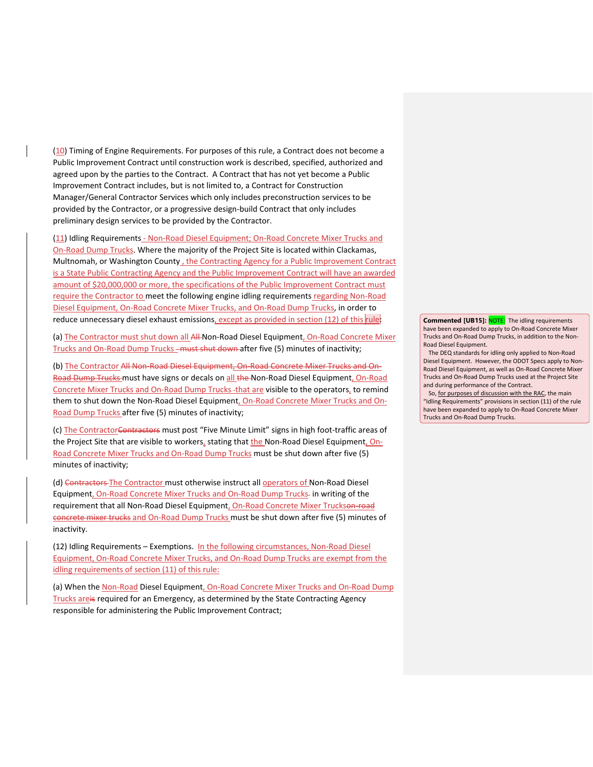(10) Timing of Engine Requirements. For purposes of this rule, a Contract does not become a Public Improvement Contract until construction work is described, specified, authorized and agreed upon by the parties to the Contract. A Contract that has not yet become a Public Improvement Contract includes, but is not limited to, a Contract for Construction Manager/General Contractor Services which only includes preconstruction services to be provided by the Contractor, or a progressive design-build Contract that only includes preliminary design services to be provided by the Contractor.

(11) Idling Requirements - Non-Road Diesel Equipment; On-Road Concrete Mixer Trucks and On-Road Dump Trucks. Where the majority of the Project Site is located within Clackamas, Multnomah, or Washington County , the Contracting Agency for a Public Improvement Contract is a State Public Contracting Agency and the Public Improvement Contract will have an awarded amount of $20,000,000 or more, the specifications of the Public Improvement Contract must require the Contractor to meet the following engine idling requirements regarding Non-Road Diesel Equipment, On-Road Concrete Mixer Trucks, and On-Road Dump Trucks, in order to reduce unnecessary diesel exhaust emissions, except as provided in section (12) of this rule:

(a) The Contractor must shut down all ~~All~~ Non-Road Diesel Equipment, On-Road Concrete Mixer Trucks and On-Road Dump Trucks ~~must shut down~~ after five (5) minutes of inactivity;

(b) The Contractor ~~All Non-Road Diesel Equipment, On-Road Concrete Mixer Trucks and On-Road Dump Trucks~~ must have signs or decals on all ~~the~~ Non-Road Diesel Equipment, On-Road Concrete Mixer Trucks and On-Road Dump Trucks that are visible to the operators, to remind them to shut down the Non-Road Diesel Equipment, On-Road Concrete Mixer Trucks and On-Road Dump Trucks after five (5) minutes of inactivity;

(c) The Contractor~~Contractors~~ must post "Five Minute Limit" signs in high foot-traffic areas of the Project Site that are visible to workers, stating that the Non-Road Diesel Equipment, On-Road Concrete Mixer Trucks and On-Road Dump Trucks must be shut down after five (5) minutes of inactivity;

(d) ~~Contractors~~ The Contractor must otherwise instruct all operators of Non-Road Diesel Equipment, On-Road Concrete Mixer Trucks and On-Road Dump Trucks in writing of the requirement that all Non-Road Diesel Equipment, On-Road Concrete Mixer Trucks~~on-road concrete mixer trucks~~ and On-Road Dump Trucks must be shut down after five (5) minutes of inactivity.

(12) Idling Requirements – Exemptions. In the following circumstances, Non-Road Diesel Equipment, On-Road Concrete Mixer Trucks, and On-Road Dump Trucks are exempt from the idling requirements of section (11) of this rule:

(a) When the Non-Road Diesel Equipment, On-Road Concrete Mixer Trucks and On-Road Dump Trucks are~~is~~ required for an Emergency, as determined by the State Contracting Agency responsible for administering the Public Improvement Contract;

**Commented [UB15]:** NOTE: The idling requirements have been expanded to apply to On-Road Concrete Mixer Trucks and On-Road Dump Trucks, in addition to the Non-Road Diesel Equipment.
The DEQ standards for idling only applied to Non-Road Diesel Equipment. However, the ODOT Specs apply to Non-Road Diesel Equipment, as well as On-Road Concrete Mixer Trucks and On-Road Dump Trucks used at the Project Site and during performance of the Contract.
So, for purposes of discussion with the RAC, the main "Idling Requirements" provisions in section (11) of the rule have been expanded to apply to On-Road Concrete Mixer Trucks and On-Road Dump Trucks.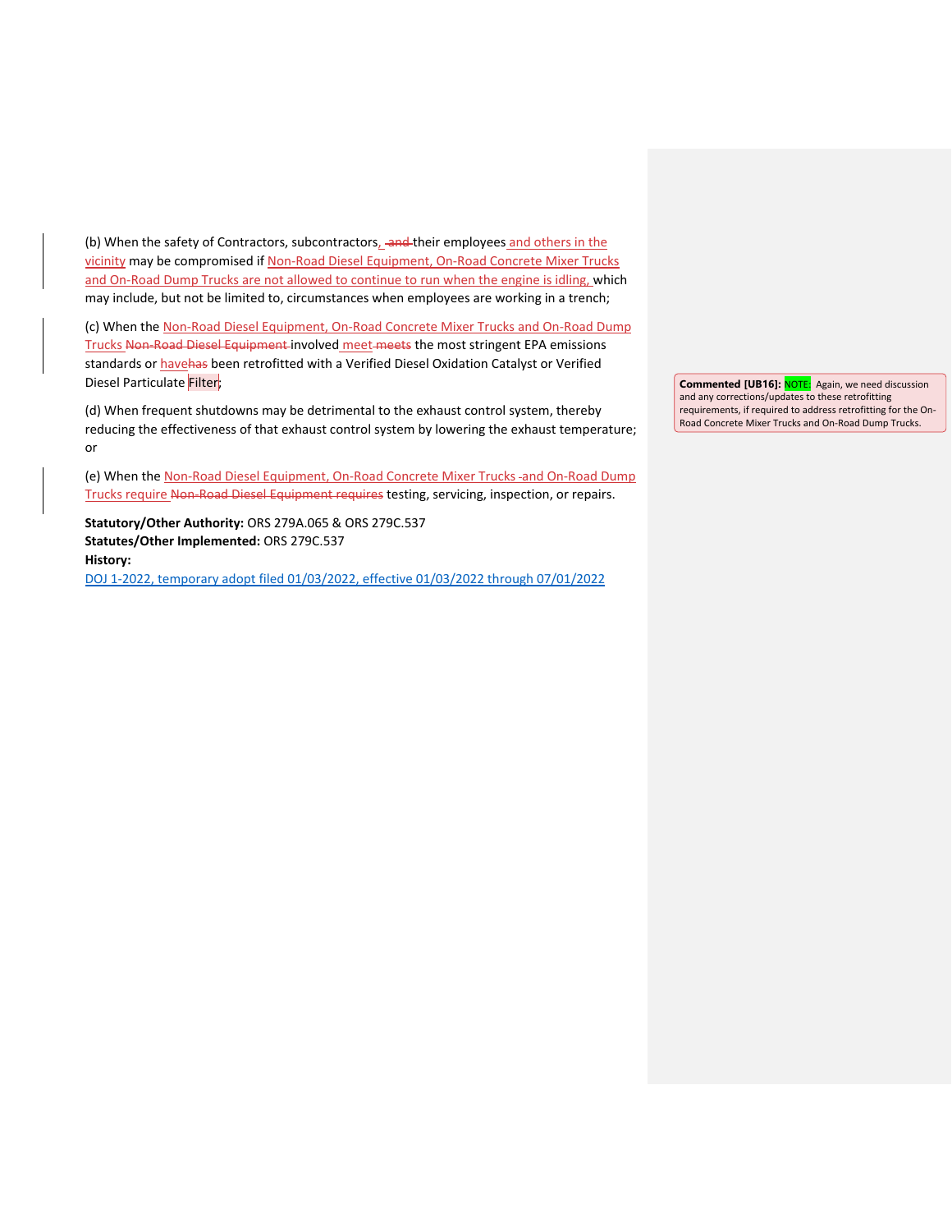(b) When the safety of Contractors, subcontractors, ~~and~~ their employees and others in the vicinity may be compromised if Non-Road Diesel Equipment, On-Road Concrete Mixer Trucks and On-Road Dump Trucks are not allowed to continue to run when the engine is idling, which may include, but not be limited to, circumstances when employees are working in a trench;

(c) When the Non-Road Diesel Equipment, On-Road Concrete Mixer Trucks and On-Road Dump Trucks ~~Non-Road Diesel Equipment~~ involved meet ~~meets~~ the most stringent EPA emissions standards or have~~has~~ been retrofitted with a Verified Diesel Oxidation Catalyst or Verified Diesel Particulate Filter;

(d) When frequent shutdowns may be detrimental to the exhaust control system, thereby reducing the effectiveness of that exhaust control system by lowering the exhaust temperature; or

(e) When the Non-Road Diesel Equipment, On-Road Concrete Mixer Trucks -and On-Road Dump Trucks require ~~Non-Road Diesel Equipment requires~~ testing, servicing, inspection, or repairs.

**Statutory/Other Authority:** ORS 279A.065 & ORS 279C.537
**Statutes/Other Implemented:** ORS 279C.537
**History:**
DOJ 1-2022, temporary adopt filed 01/03/2022, effective 01/03/2022 through 07/01/2022

> **Commented [UB16]:** NOTE: Again, we need discussion and any corrections/updates to these retrofitting requirements, if required to address retrofitting for the On-Road Concrete Mixer Trucks and On-Road Dump Trucks.